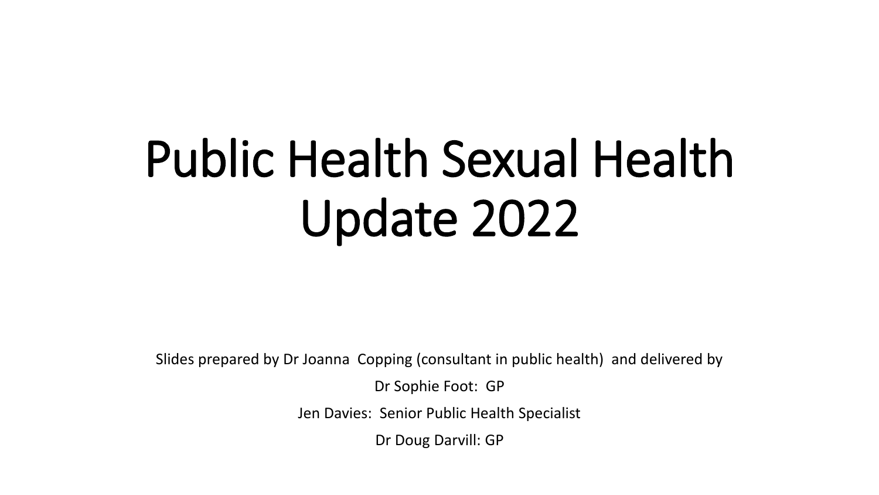# Public Health Sexual Health Update 2022

Slides prepared by Dr Joanna Copping (consultant in public health) and delivered by

Dr Sophie Foot: GP

Jen Davies: Senior Public Health Specialist

Dr Doug Darvill: GP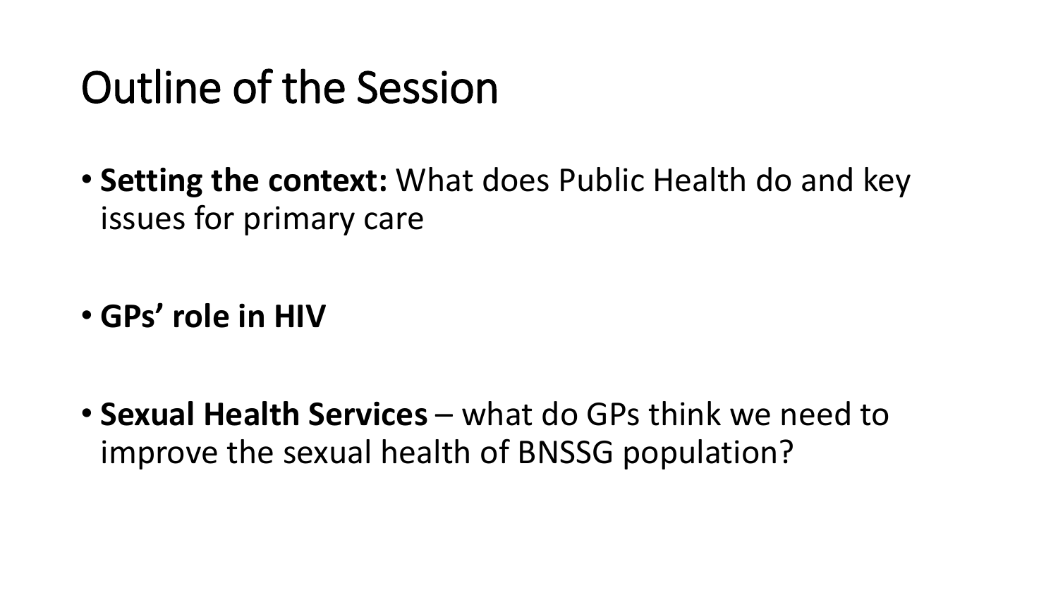# Outline of the Session

- **Setting the context:** What does Public Health do and key issues for primary care
- **GPs' role in HIV**
- **Sexual Health Services** – what do GPs think we need to improve the sexual health of BNSSG population?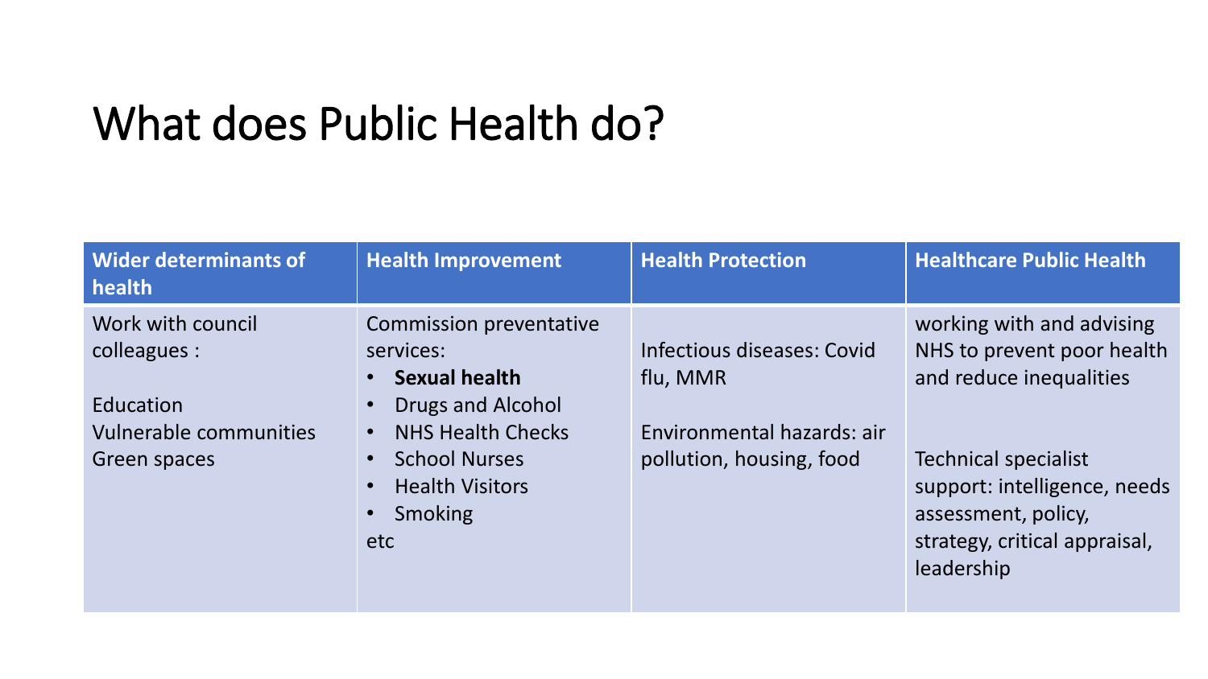# What does Public Health do?

| Wider determinants of health | Health Improvement | Health Protection | Healthcare Public Health |
|---|---|---|---|
| Work with council colleagues :<br><br>Education<br>Vulnerable communities<br>Green spaces | Commission preventative services:<br>• **Sexual health**<br>• Drugs and Alcohol<br>• NHS Health Checks<br>• School Nurses<br>• Health Visitors<br>• Smoking<br>etc | Infectious diseases: Covid flu, MMR<br><br>Environmental hazards: air pollution, housing, food | working with and advising NHS to prevent poor health and reduce inequalities<br><br>Technical specialist support: intelligence, needs assessment, policy, strategy, critical appraisal, leadership |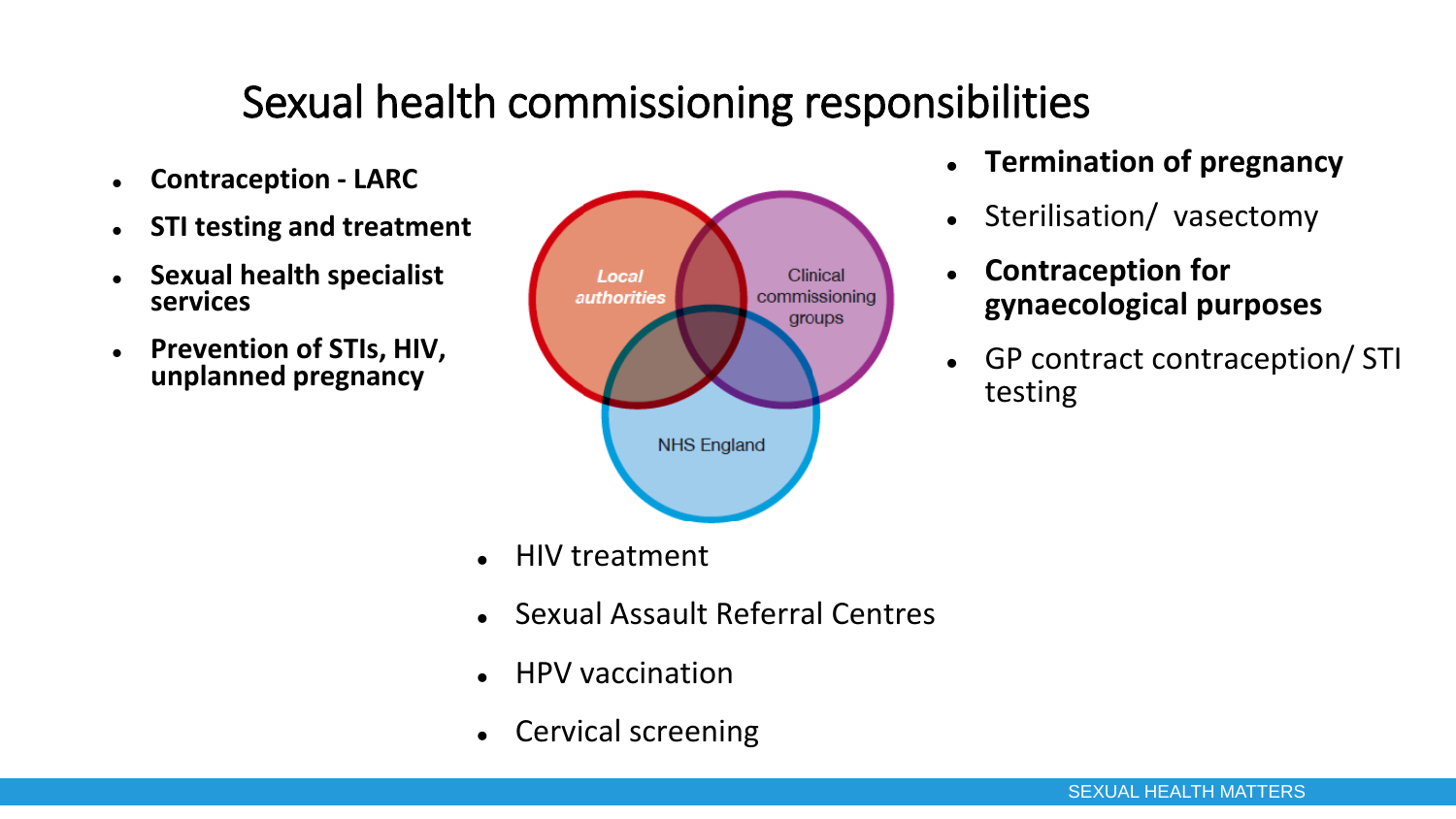# Sexual health commissioning responsibilities

- **Contraception - LARC**
- **STI testing and treatment**
- **Sexual health specialist services**
- **Prevention of STIs, HIV, unplanned pregnancy**

*Local authorities*

Clinical commissioning groups

NHS England

- **Termination of pregnancy**
- Sterilisation/ vasectomy
- **Contraception for gynaecological purposes**
- GP contract contraception/ STI testing

- HIV treatment
- Sexual Assault Referral Centres
- HPV vaccination
- Cervical screening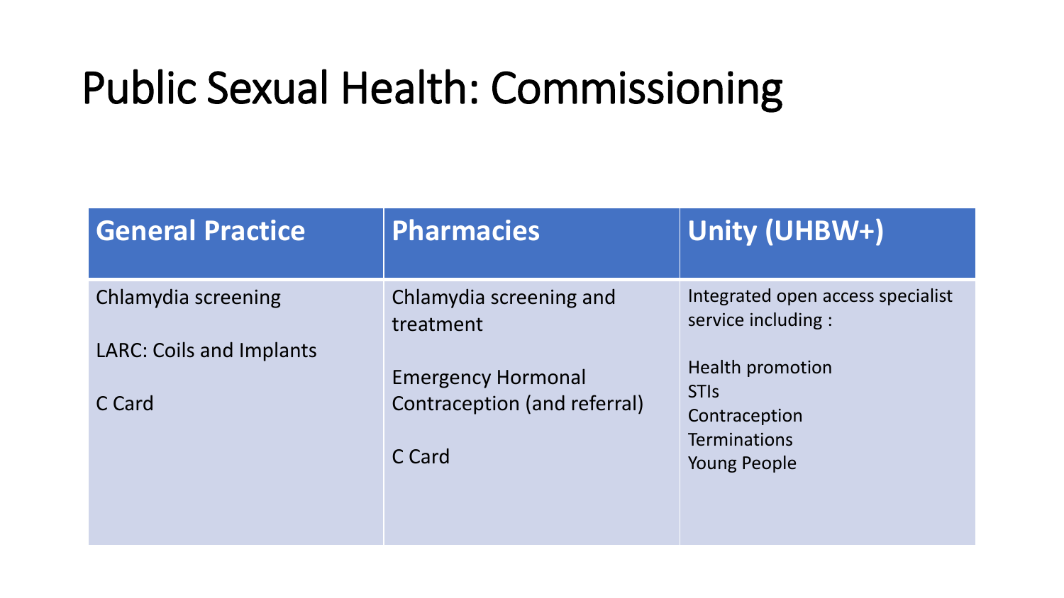# Public Sexual Health: Commissioning

| General Practice | Pharmacies | Unity (UHBW+) |
| --- | --- | --- |
| Chlamydia screening<br><br>LARC: Coils and Implants<br><br>C Card | Chlamydia screening and treatment<br><br>Emergency Hormonal Contraception (and referral)<br><br>C Card | Integrated open access specialist service including :<br><br>Health promotion<br>STIs<br>Contraception<br>Terminations<br>Young People |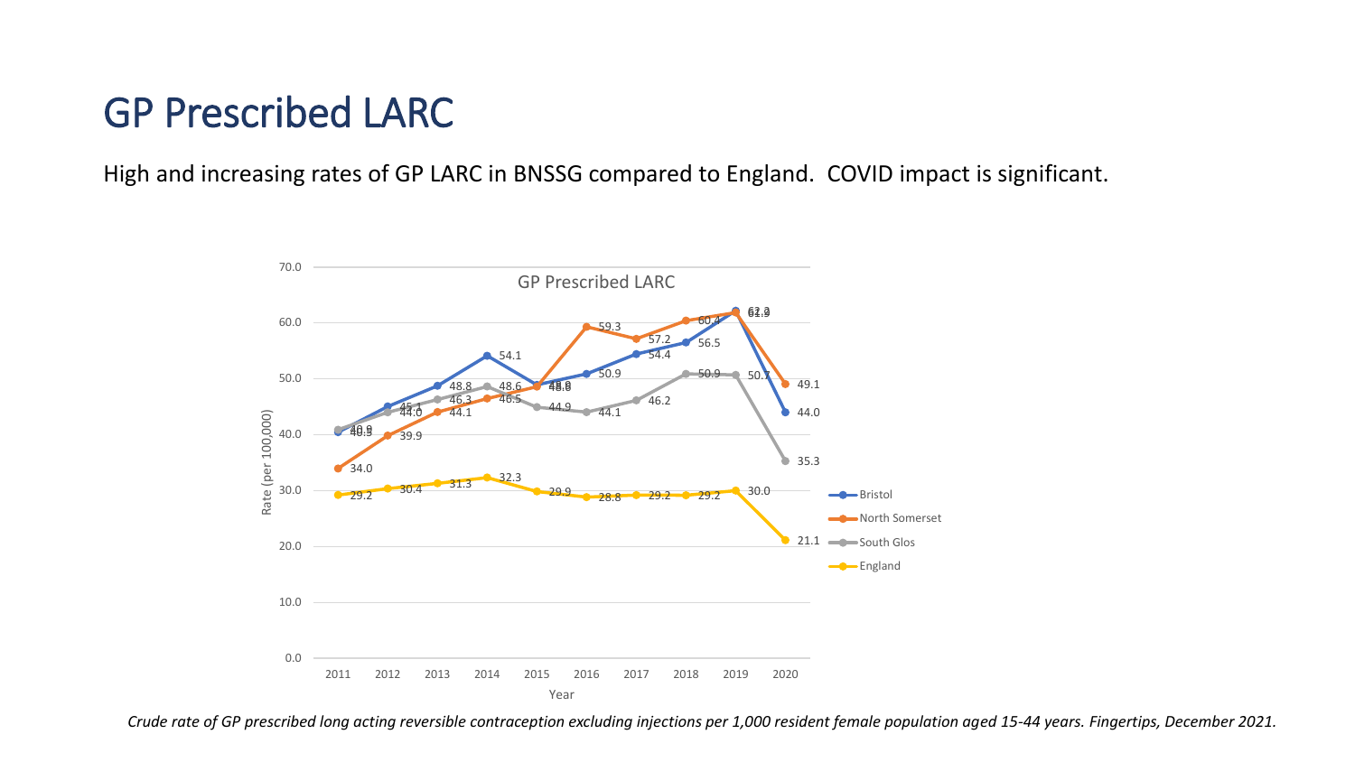# GP Prescribed LARC

High and increasing rates of GP LARC in BNSSG compared to England. COVID impact is significant.

**GP Prescribed LARC**

Rate (per 100,000)

| Year | Bristol | North Somerset | South Glos | England |
|---|---|---|---|---|
| 2011 | 40.5 | 34.0 | 40.9 | 29.2 |
| 2012 | 45.1 | 39.9 | 44.0 | 30.4 |
| 2013 | 48.8 | 44.1 | 46.3 | 31.3 |
| 2014 | 54.1 | 46.5 | 48.6 | 32.3 |
| 2015 | 48.8 | 48.6 | 44.9 | 29.9 |
| 2016 | 50.9 | 59.3 | 44.1 | 28.8 |
| 2017 | 54.4 | 57.2 | 46.2 | 29.2 |
| 2018 | 56.5 | 60.4 | 50.9 | 29.2 |
| 2019 | 62.2 | 61.9 | 50.7 | 30.0 |
| 2020 | 44.0 | 49.1 | 35.3 | 21.1 |

*Crude rate of GP prescribed long acting reversible contraception excluding injections per 1,000 resident female population aged 15-44 years. Fingertips, December 2021.*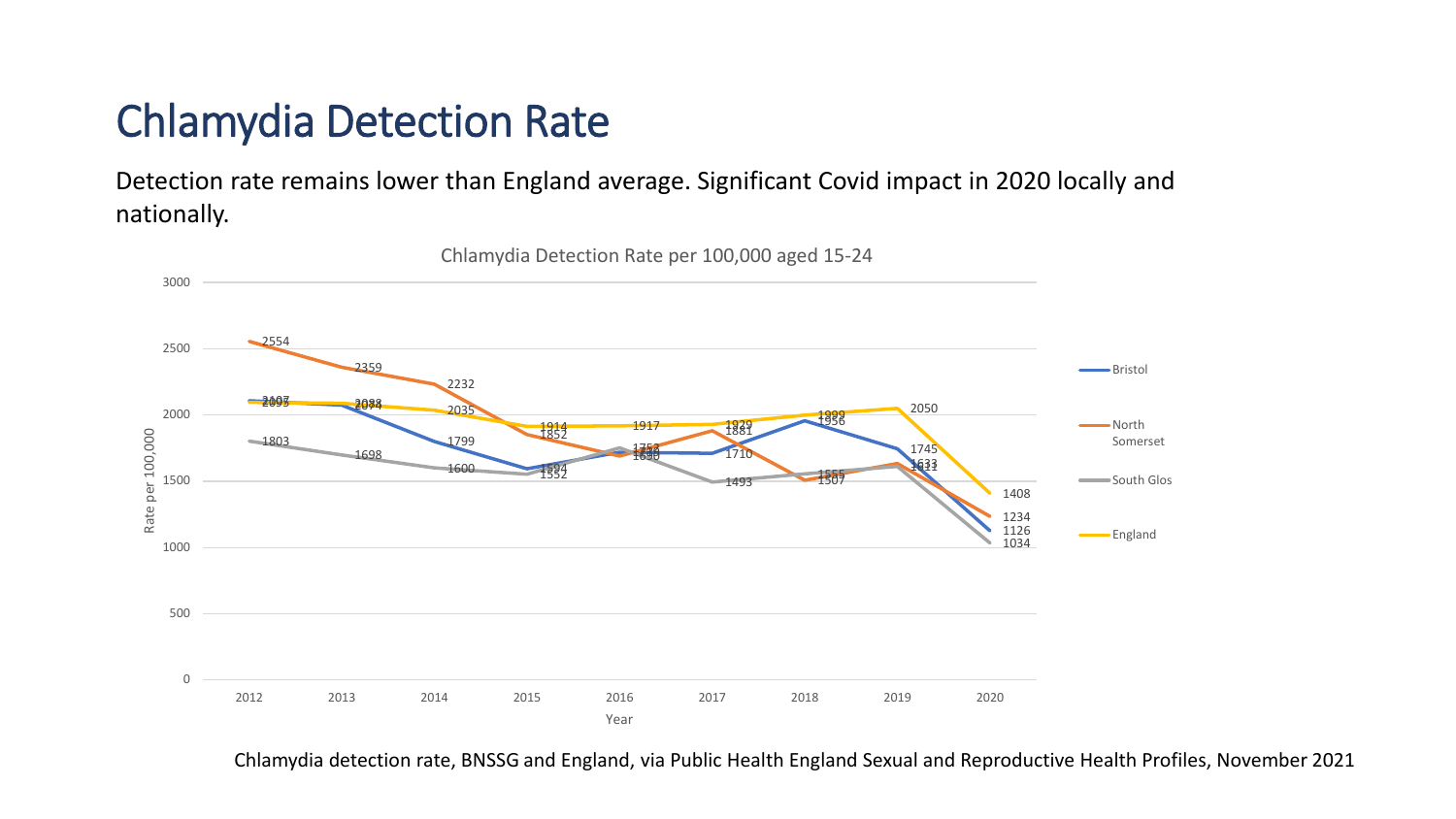# Chlamydia Detection Rate

Detection rate remains lower than England average. Significant Covid impact in 2020 locally and nationally.

**Chlamydia Detection Rate per 100,000 aged 15-24**

| Year | Bristol | North Somerset | South Glos | England |
|---|---|---|---|---|
| 2012 | 2107 | 2554 | 1803 | 2093 |
| 2013 | 2074 | 2359 | 1698 | 2088 |
| 2014 | 1799 | 2232 | 1600 | 2035 |
| 2015 | 1594 | 1852 | 1552 | 1914 |
| 2016 | 1720 | 1690 | 1753 | 1917 |
| 2017 | 1710 | 1881 | 1493 | 1929 |
| 2018 | 1956 | 1507 | 1555 | 1999 |
| 2019 | 1745 | 1633 | 1611 | 2050 |
| 2020 | 1126 | 1234 | 1034 | 1408 |

Chlamydia detection rate, BNSSG and England, via Public Health England Sexual and Reproductive Health Profiles, November 2021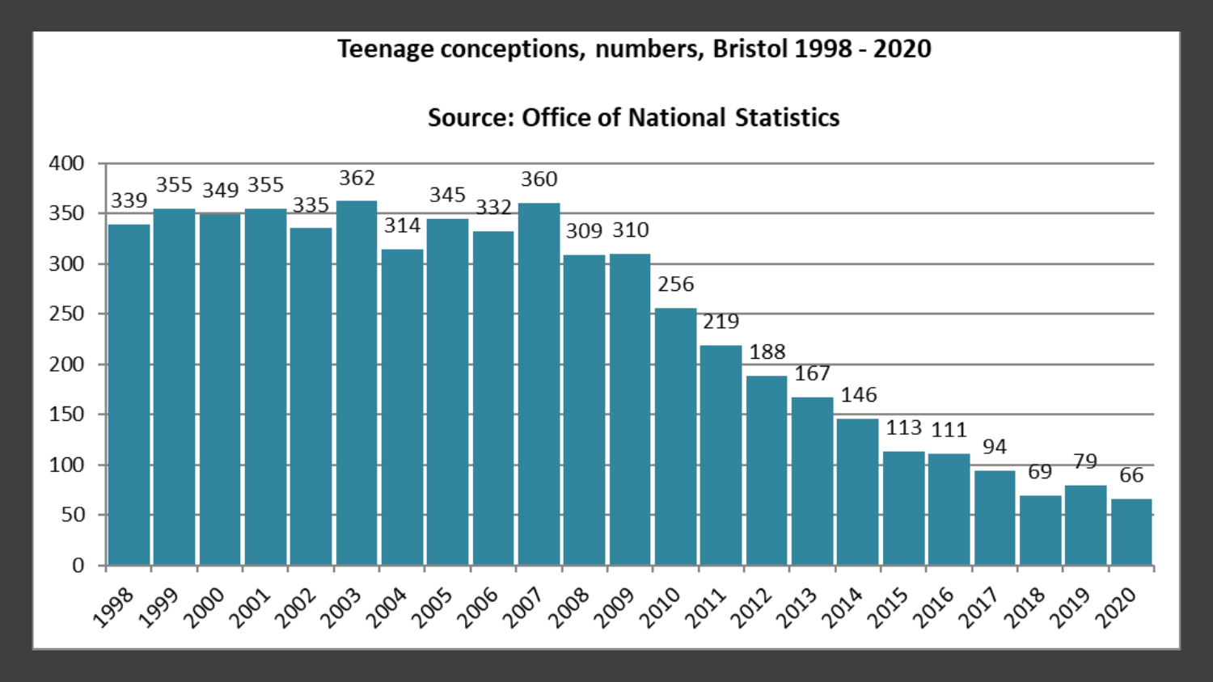**Teenage conceptions, numbers, Bristol 1998 - 2020**

**Source: Office of National Statistics**

| Year | Number |
|---|---|
| 1998 | 339 |
| 1999 | 355 |
| 2000 | 349 |
| 2001 | 355 |
| 2002 | 335 |
| 2003 | 362 |
| 2004 | 314 |
| 2005 | 345 |
| 2006 | 332 |
| 2007 | 360 |
| 2008 | 309 |
| 2009 | 310 |
| 2010 | 256 |
| 2011 | 219 |
| 2012 | 188 |
| 2013 | 167 |
| 2014 | 146 |
| 2015 | 113 |
| 2016 | 111 |
| 2017 | 94 |
| 2018 | 69 |
| 2019 | 79 |
| 2020 | 66 |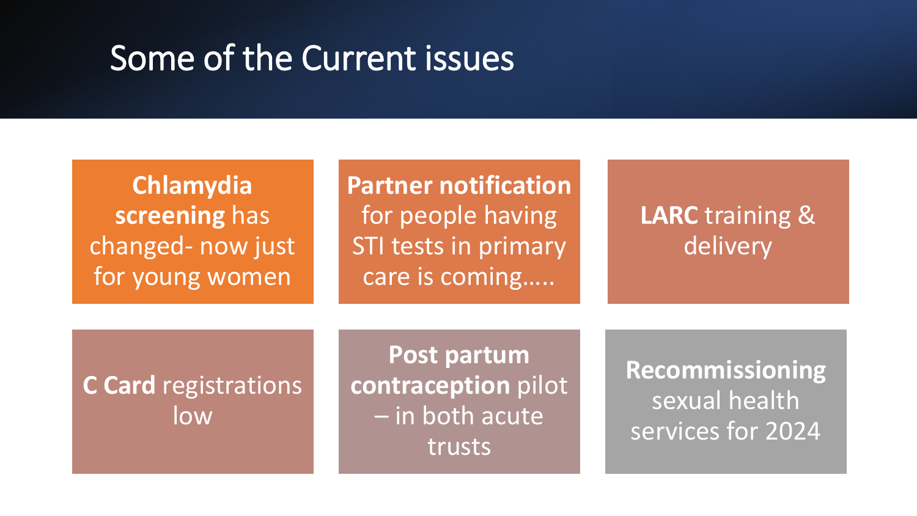# Some of the Current issues

- **Chlamydia screening** has changed- now just for young women
- **Partner notification** for people having STI tests in primary care is coming…..
- **LARC** training & delivery
- **C Card** registrations low
- **Post partum contraception** pilot – in both acute trusts
- **Recommissioning** sexual health services for 2024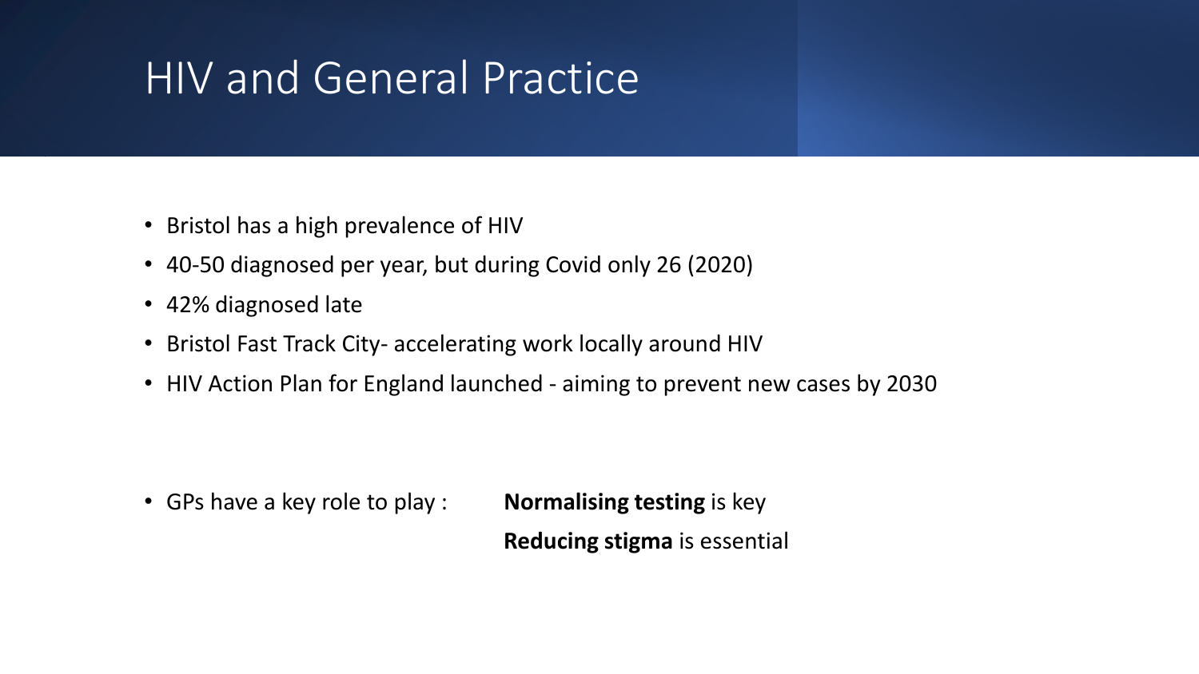# HIV and General Practice

- Bristol has a high prevalence of HIV
- 40-50 diagnosed per year, but during Covid only 26 (2020)
- 42% diagnosed late
- Bristol Fast Track City- accelerating work locally around HIV
- HIV Action Plan for England launched - aiming to prevent new cases by 2030

- GPs have a key role to play : **Normalising testing** is key

  **Reducing stigma** is essential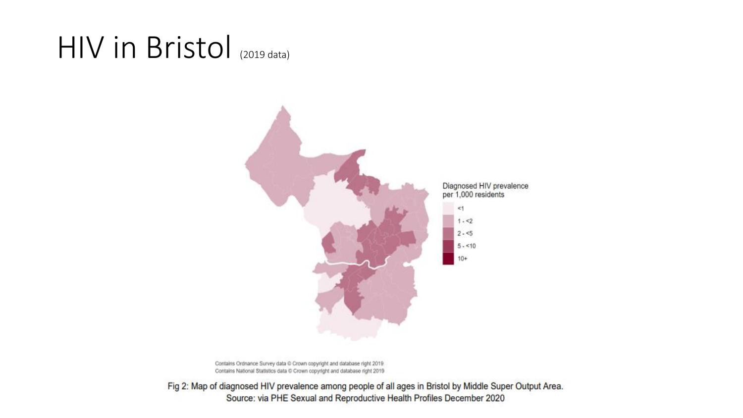# HIV in Bristol (2019 data)

Diagnosed HIV prevalence per 1,000 residents

- <1
- 1 - <2
- 2 - <5
- 5 - <10
- 10+

Contains Ordnance Survey data © Crown copyright and database right 2019
Contains National Statistics data © Crown copyright and database right 2019

Fig 2: Map of diagnosed HIV prevalence among people of all ages in Bristol by Middle Super Output Area.
Source: via PHE Sexual and Reproductive Health Profiles December 2020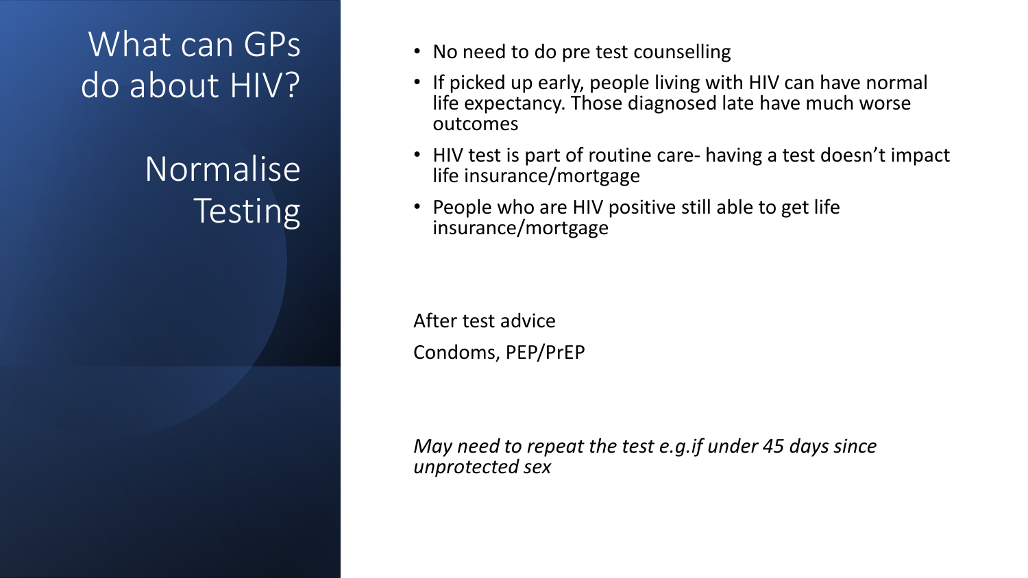# What can GPs do about HIV?

## Normalise Testing

- No need to do pre test counselling
- If picked up early, people living with HIV can have normal life expectancy. Those diagnosed late have much worse outcomes
- HIV test is part of routine care- having a test doesn't impact life insurance/mortgage
- People who are HIV positive still able to get life insurance/mortgage

After test advice

Condoms, PEP/PrEP

*May need to repeat the test e.g.if under 45 days since unprotected sex*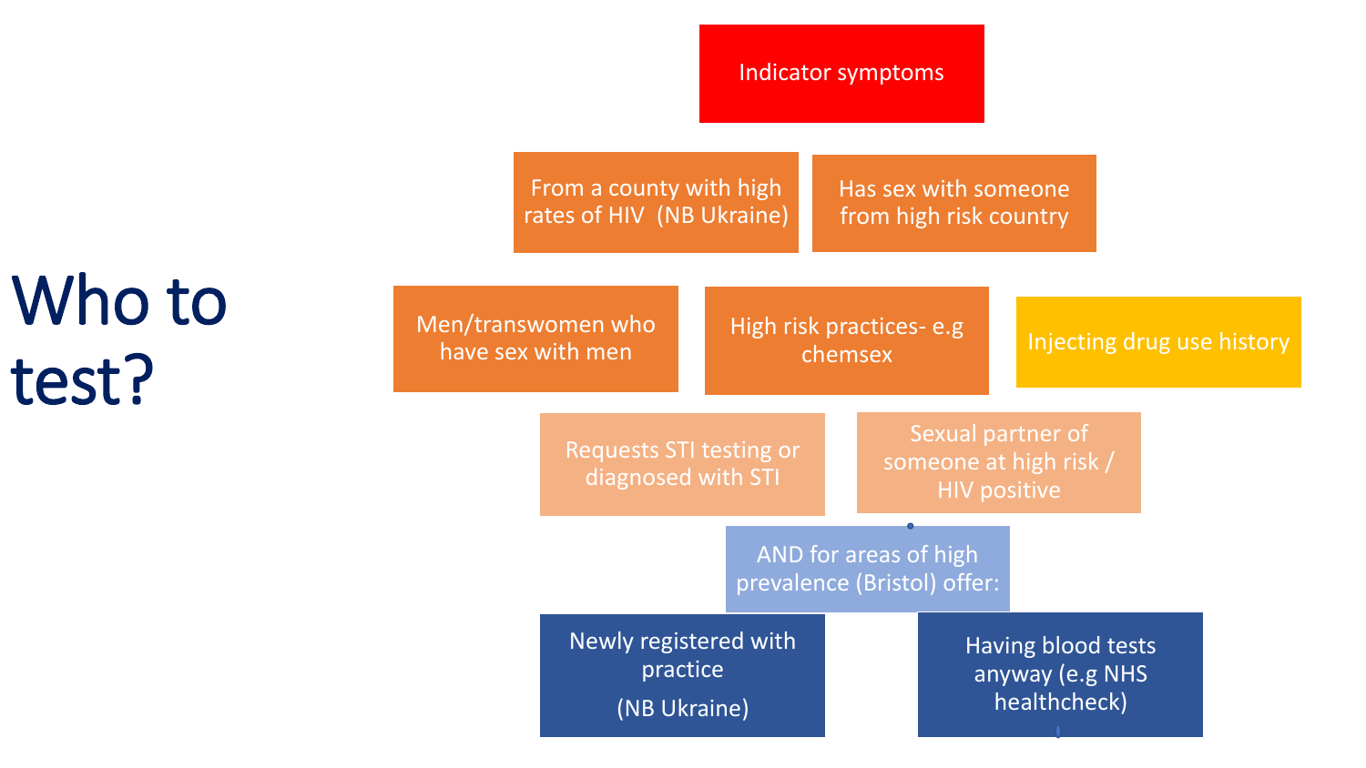# Who to test?

- Indicator symptoms
- From a county with high rates of HIV (NB Ukraine)
- Has sex with someone from high risk country
- Men/transwomen who have sex with men
- High risk practices- e.g chemsex
- Injecting drug use history
- Requests STI testing or diagnosed with STI
- Sexual partner of someone at high risk / HIV positive

AND for areas of high prevalence (Bristol) offer:

- Newly registered with practice (NB Ukraine)
- Having blood tests anyway (e.g NHS healthcheck)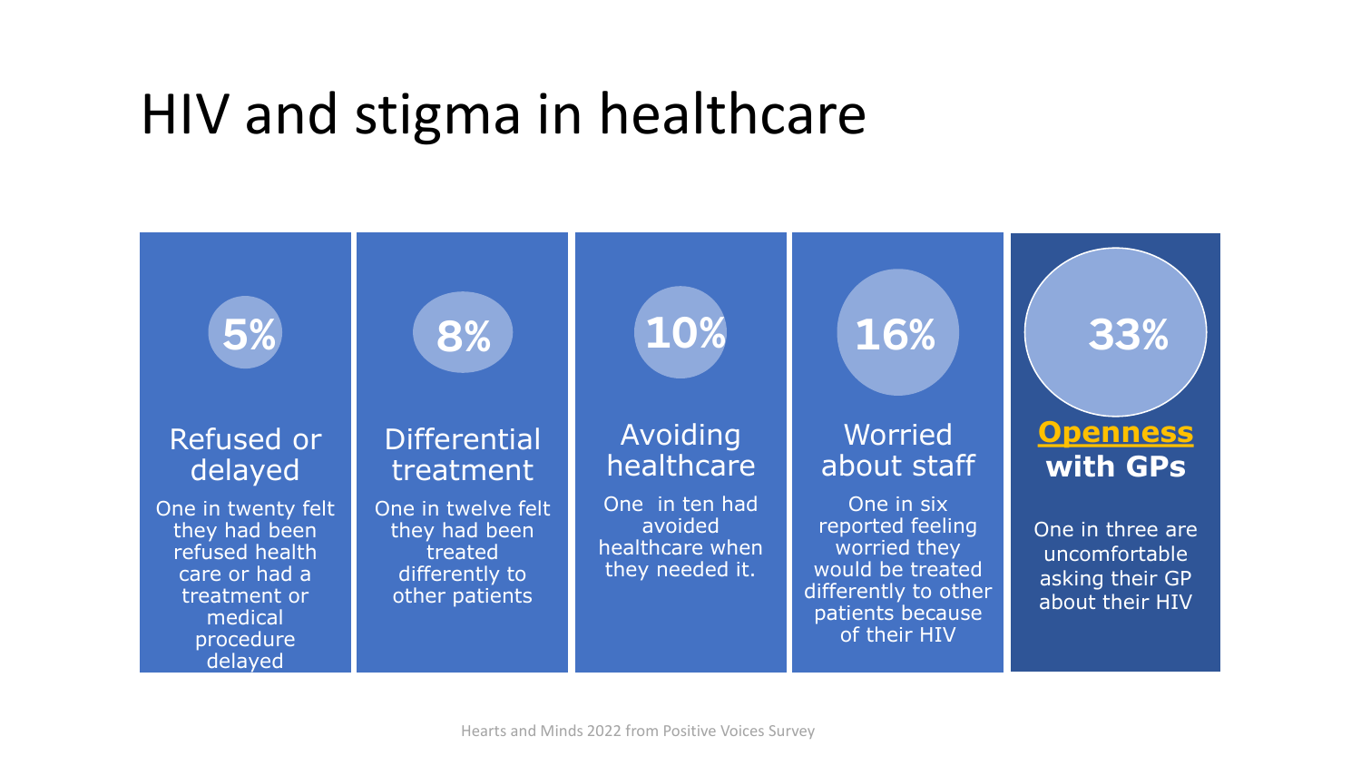# HIV and stigma in healthcare

**5%**

### Refused or delayed

One in twenty felt they had been refused health care or had a treatment or medical procedure delayed

**8%**

### Differential treatment

One in twelve felt they had been treated differently to other patients

**10%**

### Avoiding healthcare

One in ten had avoided healthcare when they needed it.

**16%**

### Worried about staff

One in six reported feeling worried they would be treated differently to other patients because of their HIV

**33%**

### Openness with GPs

One in three are uncomfortable asking their GP about their HIV

Hearts and Minds 2022 from Positive Voices Survey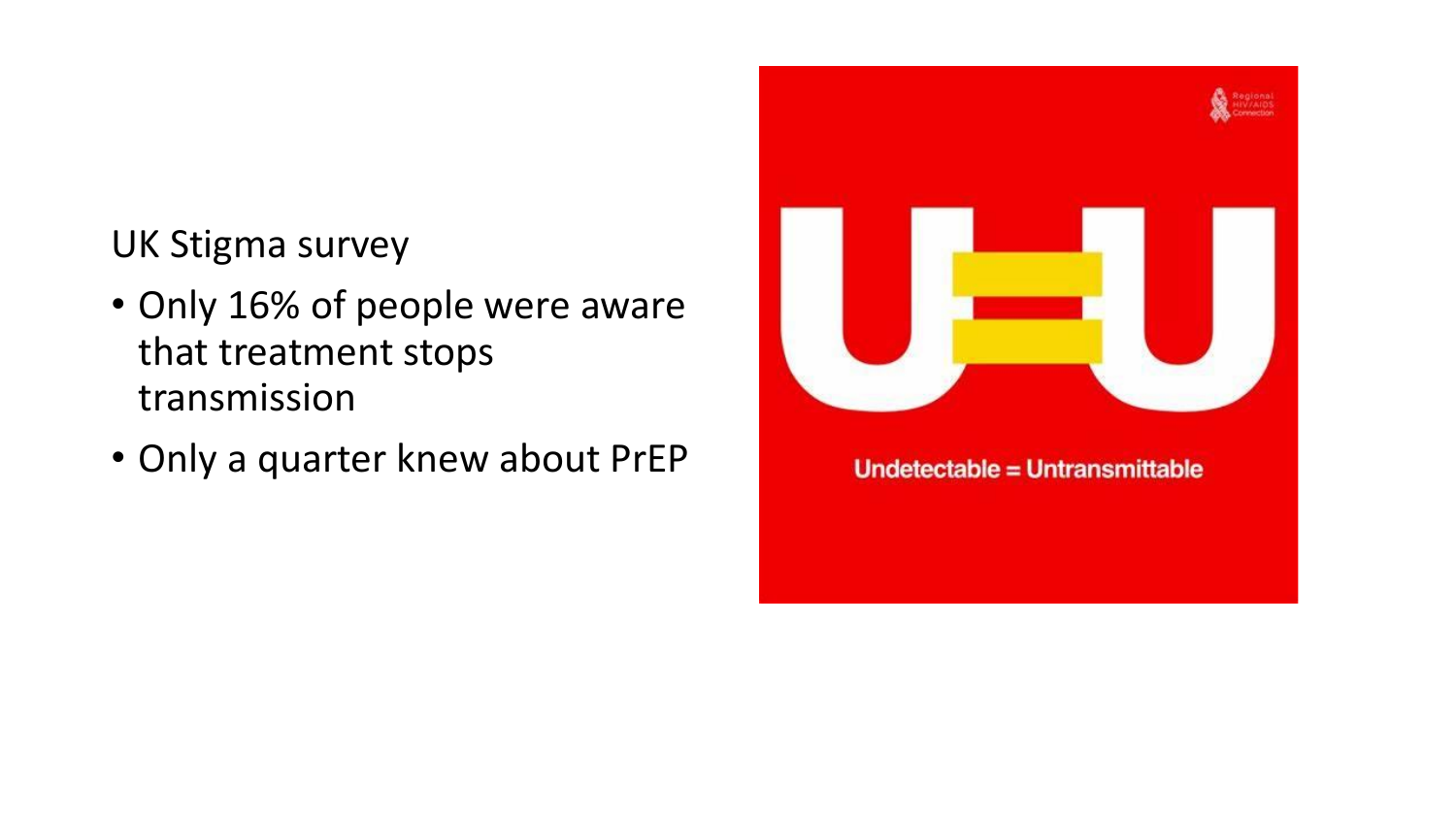UK Stigma survey

- Only 16% of people were aware that treatment stops transmission
- Only a quarter knew about PrEP

Undetectable = Untransmittable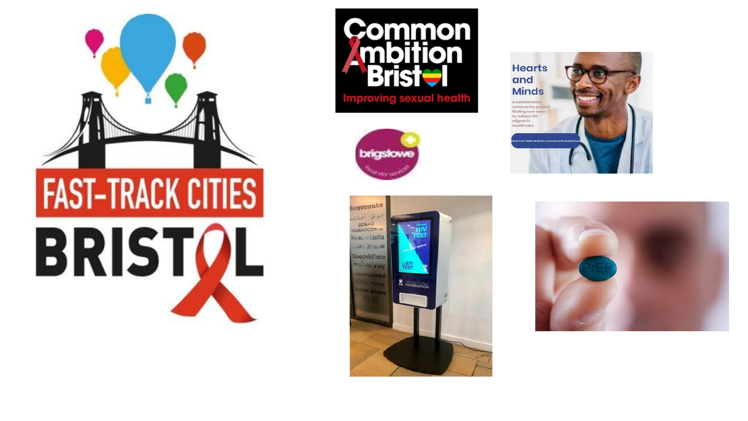FAST-TRACK CITIES

BRISTOL

Common Ambition Bristol

Improving sexual health

brigstowe

local HIV services

Hearts and Minds

A collaborative community project finding new ways to reduce HIV stigma in healthcare

HIV TEST

STI TEST

Martin Fisher FOUNDATION

PrEP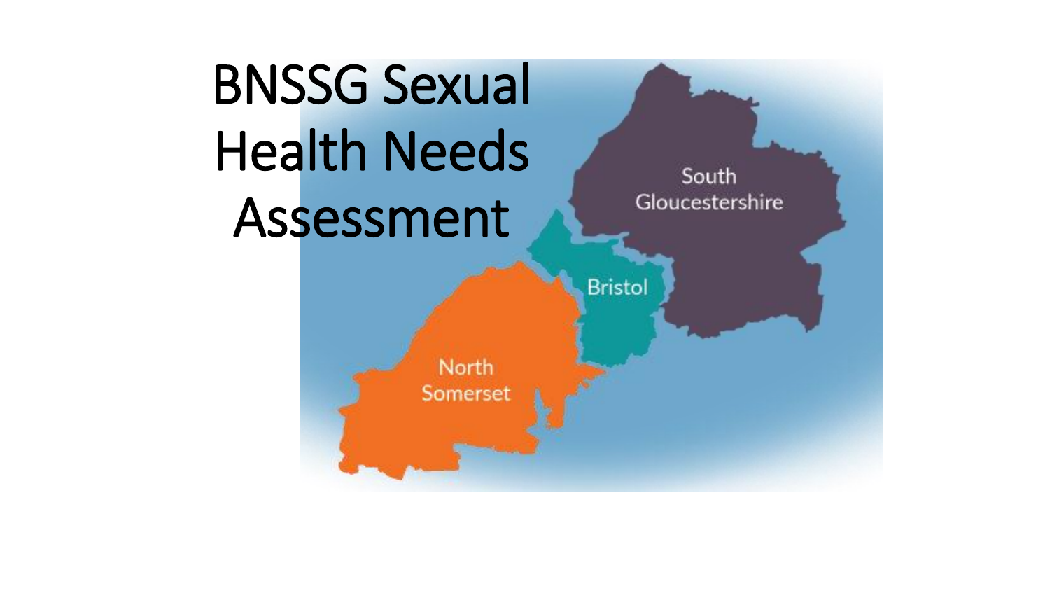# BNSSG Sexual Health Needs Assessment

South Gloucestershire

Bristol

North Somerset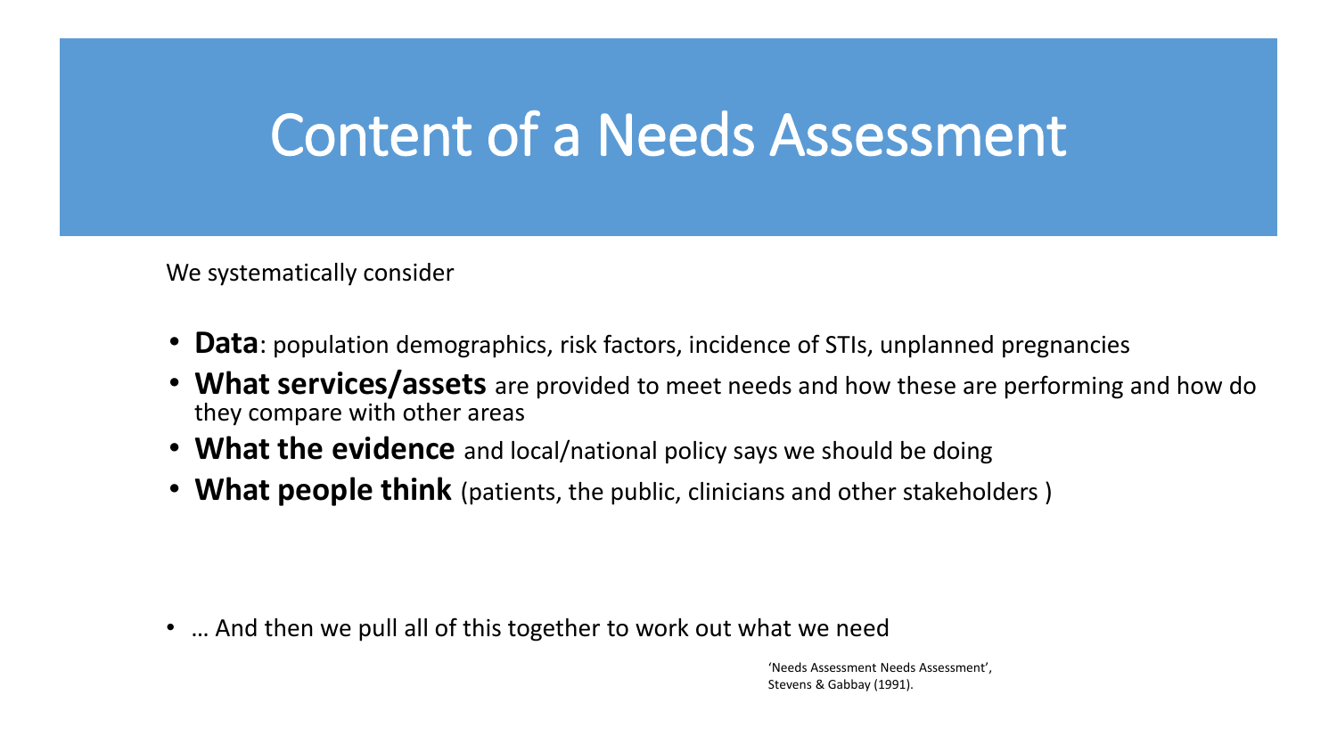# Content of a Needs Assessment

We systematically consider

- **Data**: population demographics, risk factors, incidence of STIs, unplanned pregnancies
- **What services/assets** are provided to meet needs and how these are performing and how do they compare with other areas
- **What the evidence** and local/national policy says we should be doing
- **What people think** (patients, the public, clinicians and other stakeholders )

- … And then we pull all of this together to work out what we need

'Needs Assessment Needs Assessment', Stevens & Gabbay (1991).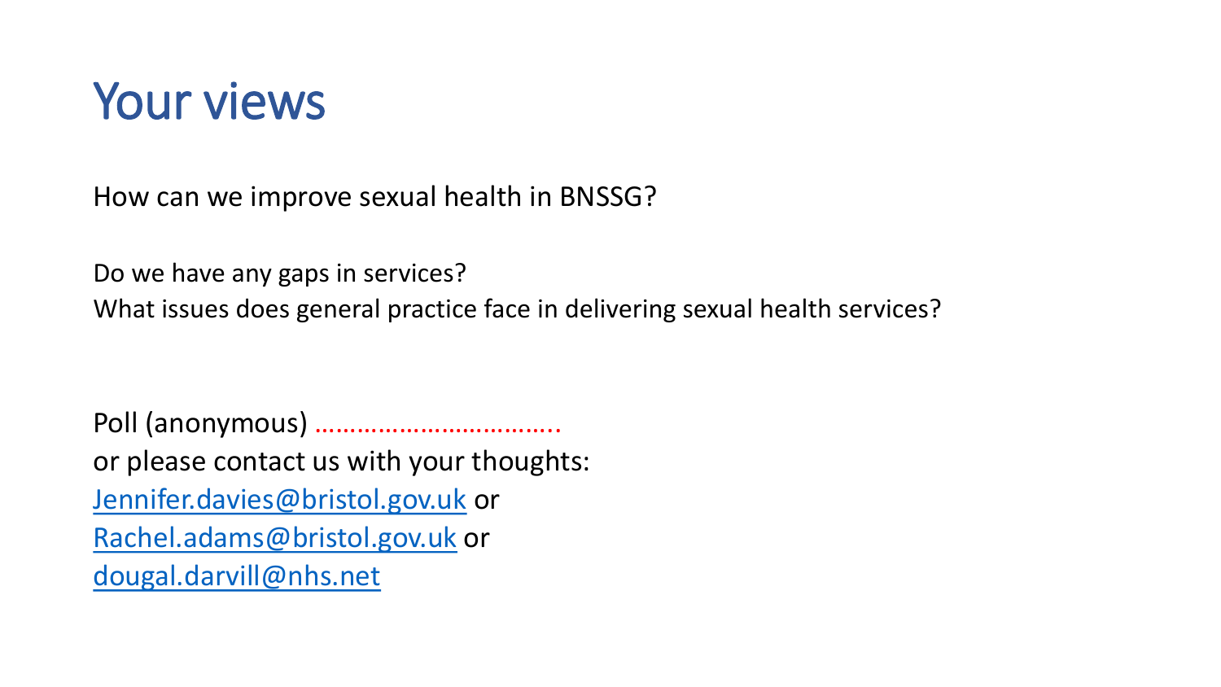# Your views

How can we improve sexual health in BNSSG?

Do we have any gaps in services?
What issues does general practice face in delivering sexual health services?

Poll (anonymous) ……………………………..
or please contact us with your thoughts:
Jennifer.davies@bristol.gov.uk or
Rachel.adams@bristol.gov.uk or
dougal.darvill@nhs.net